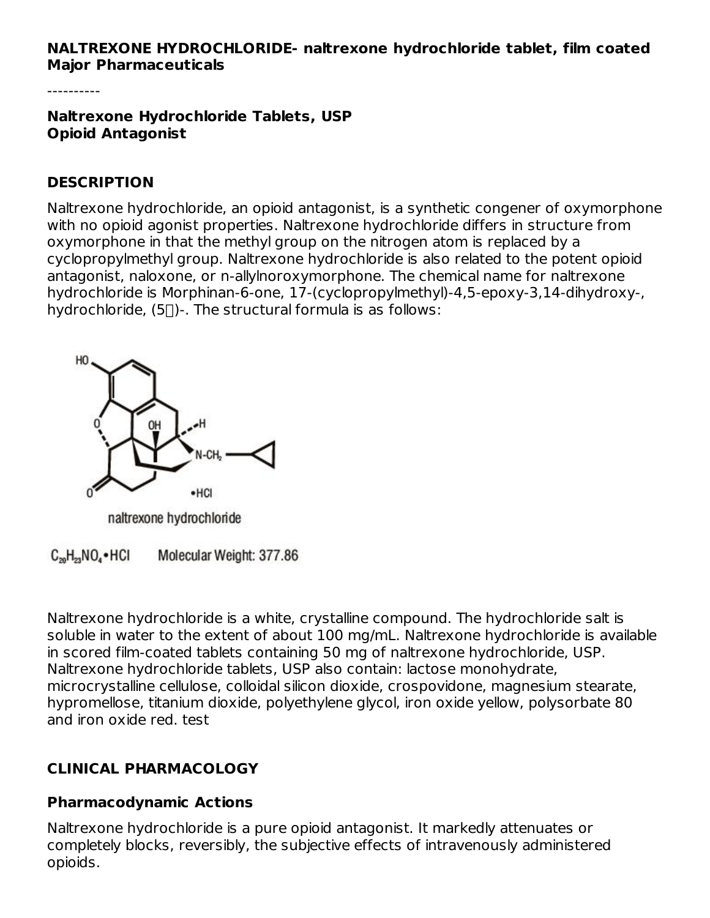**NALTREXONE HYDROCHLORIDE- naltrexone hydrochloride tablet, film coated**
**Major Pharmaceuticals**

----------

**Naltrexone Hydrochloride Tablets, USP**
**Opioid Antagonist**

## DESCRIPTION

Naltrexone hydrochloride, an opioid antagonist, is a synthetic congener of oxymorphone with no opioid agonist properties. Naltrexone hydrochloride differs in structure from oxymorphone in that the methyl group on the nitrogen atom is replaced by a cyclopropylmethyl group. Naltrexone hydrochloride is also related to the potent opioid antagonist, naloxone, or n-allylnoroxymorphone. The chemical name for naltrexone hydrochloride is Morphinan-6-one, 17-(cyclopropylmethyl)-4,5-epoxy-3,14-dihydroxy-, hydrochloride, (5)-. The structural formula is as follows:

naltrexone hydrochloride

$C_{20}H_{23}NO_4 \cdot HCl$ Molecular Weight: 377.86

Naltrexone hydrochloride is a white, crystalline compound. The hydrochloride salt is soluble in water to the extent of about 100 mg/mL. Naltrexone hydrochloride is available in scored film-coated tablets containing 50 mg of naltrexone hydrochloride, USP. Naltrexone hydrochloride tablets, USP also contain: lactose monohydrate, microcrystalline cellulose, colloidal silicon dioxide, crospovidone, magnesium stearate, hypromellose, titanium dioxide, polyethylene glycol, iron oxide yellow, polysorbate 80 and iron oxide red. test

## CLINICAL PHARMACOLOGY

### Pharmacodynamic Actions

Naltrexone hydrochloride is a pure opioid antagonist. It markedly attenuates or completely blocks, reversibly, the subjective effects of intravenously administered opioids.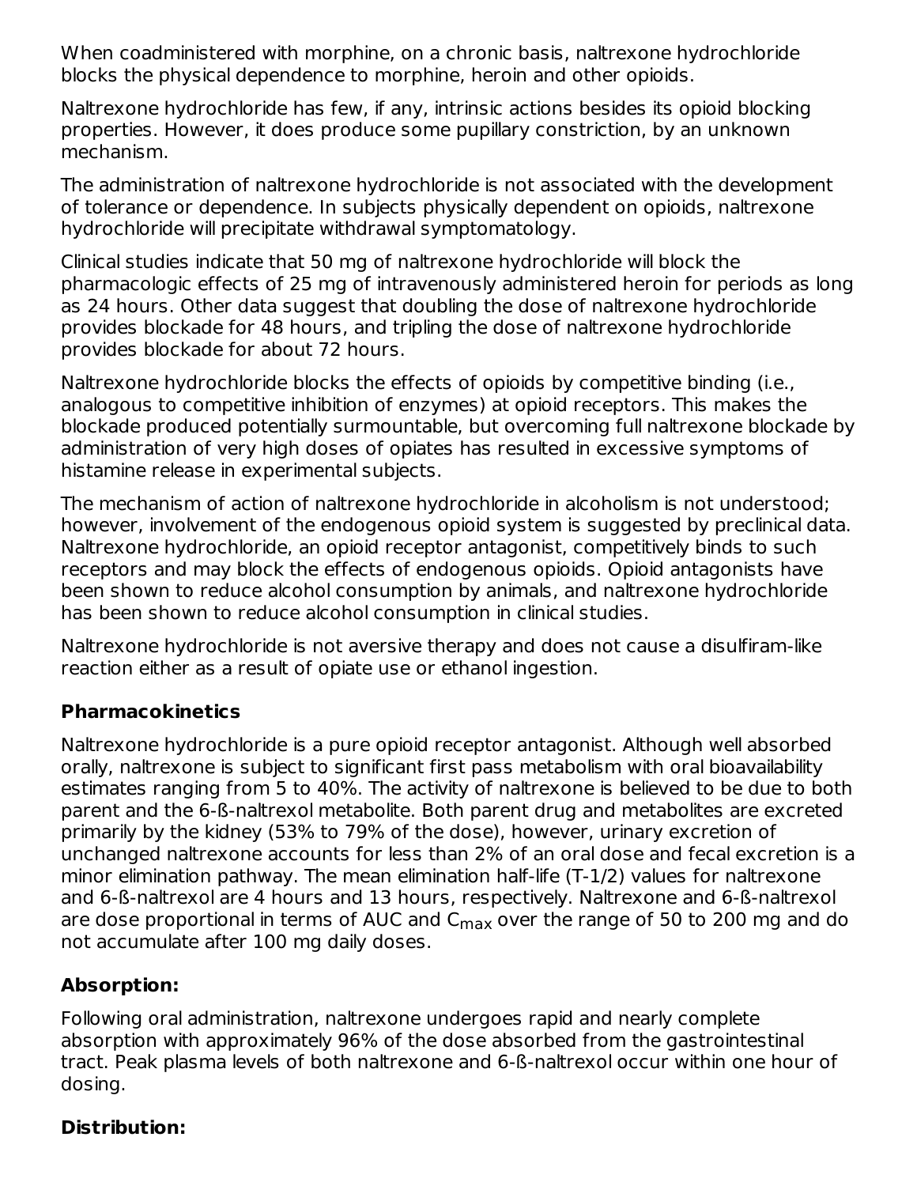When coadministered with morphine, on a chronic basis, naltrexone hydrochloride blocks the physical dependence to morphine, heroin and other opioids.

Naltrexone hydrochloride has few, if any, intrinsic actions besides its opioid blocking properties. However, it does produce some pupillary constriction, by an unknown mechanism.

The administration of naltrexone hydrochloride is not associated with the development of tolerance or dependence. In subjects physically dependent on opioids, naltrexone hydrochloride will precipitate withdrawal symptomatology.

Clinical studies indicate that 50 mg of naltrexone hydrochloride will block the pharmacologic effects of 25 mg of intravenously administered heroin for periods as long as 24 hours. Other data suggest that doubling the dose of naltrexone hydrochloride provides blockade for 48 hours, and tripling the dose of naltrexone hydrochloride provides blockade for about 72 hours.

Naltrexone hydrochloride blocks the effects of opioids by competitive binding (i.e., analogous to competitive inhibition of enzymes) at opioid receptors. This makes the blockade produced potentially surmountable, but overcoming full naltrexone blockade by administration of very high doses of opiates has resulted in excessive symptoms of histamine release in experimental subjects.

The mechanism of action of naltrexone hydrochloride in alcoholism is not understood; however, involvement of the endogenous opioid system is suggested by preclinical data. Naltrexone hydrochloride, an opioid receptor antagonist, competitively binds to such receptors and may block the effects of endogenous opioids. Opioid antagonists have been shown to reduce alcohol consumption by animals, and naltrexone hydrochloride has been shown to reduce alcohol consumption in clinical studies.

Naltrexone hydrochloride is not aversive therapy and does not cause a disulfiram-like reaction either as a result of opiate use or ethanol ingestion.

## Pharmacokinetics

Naltrexone hydrochloride is a pure opioid receptor antagonist. Although well absorbed orally, naltrexone is subject to significant first pass metabolism with oral bioavailability estimates ranging from 5 to 40%. The activity of naltrexone is believed to be due to both parent and the 6-ß-naltrexol metabolite. Both parent drug and metabolites are excreted primarily by the kidney (53% to 79% of the dose), however, urinary excretion of unchanged naltrexone accounts for less than 2% of an oral dose and fecal excretion is a minor elimination pathway. The mean elimination half-life (T-1/2) values for naltrexone and 6-ß-naltrexol are 4 hours and 13 hours, respectively. Naltrexone and 6-ß-naltrexol are dose proportional in terms of AUC and $C_{max}$ over the range of 50 to 200 mg and do not accumulate after 100 mg daily doses.

### Absorption:

Following oral administration, naltrexone undergoes rapid and nearly complete absorption with approximately 96% of the dose absorbed from the gastrointestinal tract. Peak plasma levels of both naltrexone and 6-ß-naltrexol occur within one hour of dosing.

### Distribution: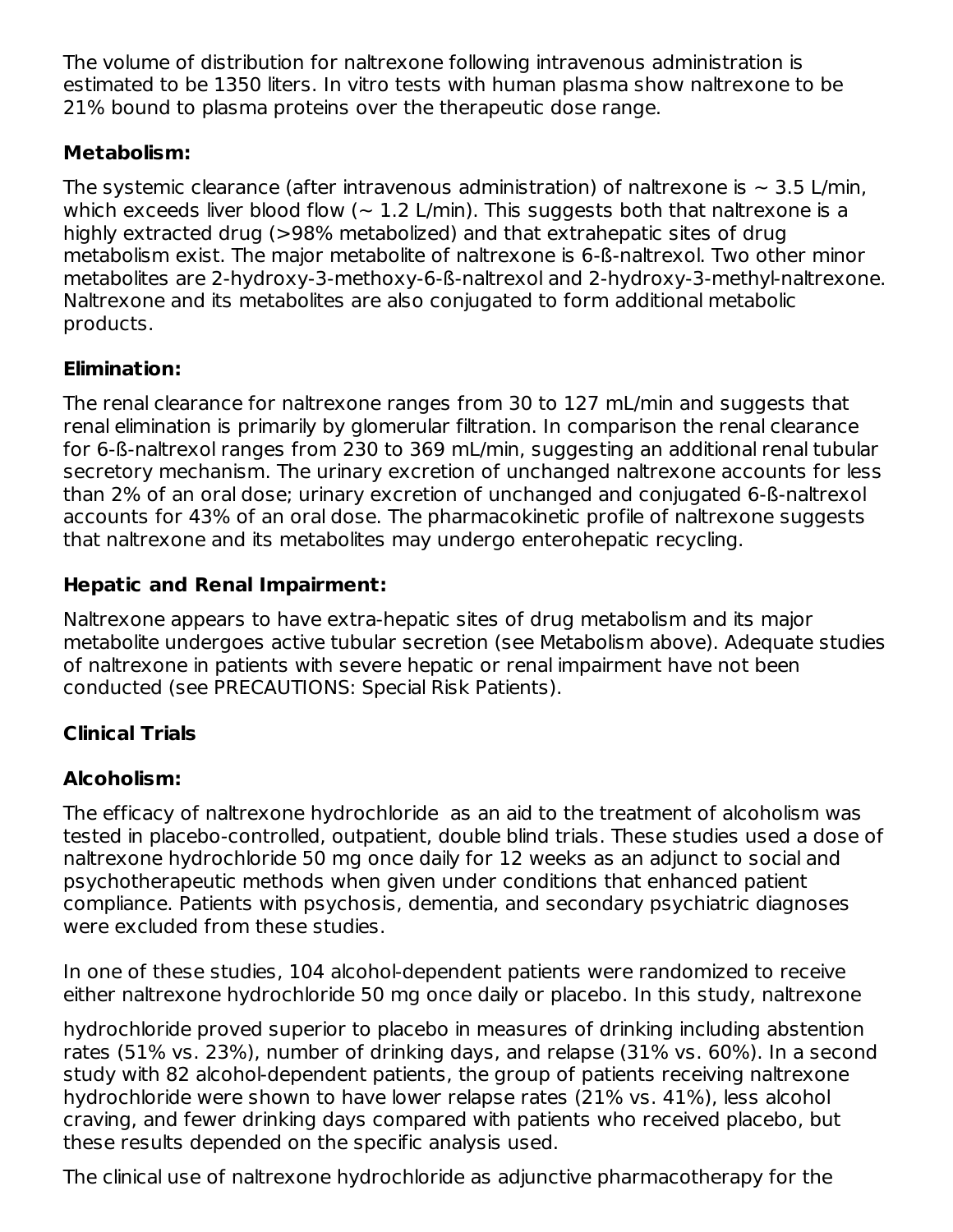The volume of distribution for naltrexone following intravenous administration is estimated to be 1350 liters. In vitro tests with human plasma show naltrexone to be 21% bound to plasma proteins over the therapeutic dose range.

**Metabolism:**

The systemic clearance (after intravenous administration) of naltrexone is ~ 3.5 L/min, which exceeds liver blood flow (~ 1.2 L/min). This suggests both that naltrexone is a highly extracted drug (>98% metabolized) and that extrahepatic sites of drug metabolism exist. The major metabolite of naltrexone is 6-ß-naltrexol. Two other minor metabolites are 2-hydroxy-3-methoxy-6-ß-naltrexol and 2-hydroxy-3-methyl-naltrexone. Naltrexone and its metabolites are also conjugated to form additional metabolic products.

**Elimination:**

The renal clearance for naltrexone ranges from 30 to 127 mL/min and suggests that renal elimination is primarily by glomerular filtration. In comparison the renal clearance for 6-ß-naltrexol ranges from 230 to 369 mL/min, suggesting an additional renal tubular secretory mechanism. The urinary excretion of unchanged naltrexone accounts for less than 2% of an oral dose; urinary excretion of unchanged and conjugated 6-ß-naltrexol accounts for 43% of an oral dose. The pharmacokinetic profile of naltrexone suggests that naltrexone and its metabolites may undergo enterohepatic recycling.

**Hepatic and Renal Impairment:**

Naltrexone appears to have extra-hepatic sites of drug metabolism and its major metabolite undergoes active tubular secretion (see Metabolism above). Adequate studies of naltrexone in patients with severe hepatic or renal impairment have not been conducted (see PRECAUTIONS: Special Risk Patients).

**Clinical Trials**

**Alcoholism:**

The efficacy of naltrexone hydrochloride as an aid to the treatment of alcoholism was tested in placebo-controlled, outpatient, double blind trials. These studies used a dose of naltrexone hydrochloride 50 mg once daily for 12 weeks as an adjunct to social and psychotherapeutic methods when given under conditions that enhanced patient compliance. Patients with psychosis, dementia, and secondary psychiatric diagnoses were excluded from these studies.

In one of these studies, 104 alcohol-dependent patients were randomized to receive either naltrexone hydrochloride 50 mg once daily or placebo. In this study, naltrexone hydrochloride proved superior to placebo in measures of drinking including abstention rates (51% vs. 23%), number of drinking days, and relapse (31% vs. 60%). In a second study with 82 alcohol-dependent patients, the group of patients receiving naltrexone hydrochloride were shown to have lower relapse rates (21% vs. 41%), less alcohol craving, and fewer drinking days compared with patients who received placebo, but these results depended on the specific analysis used.

The clinical use of naltrexone hydrochloride as adjunctive pharmacotherapy for the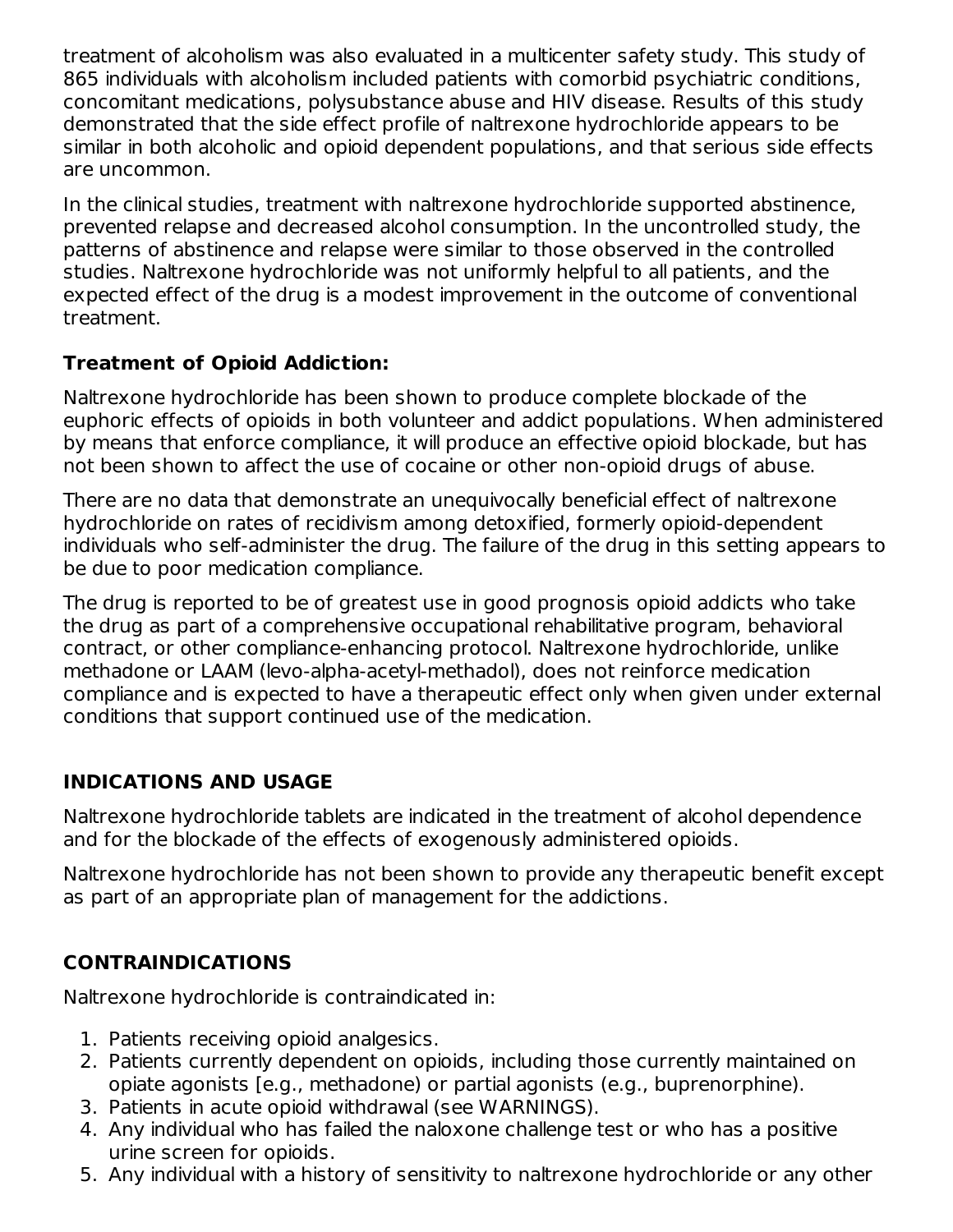treatment of alcoholism was also evaluated in a multicenter safety study. This study of 865 individuals with alcoholism included patients with comorbid psychiatric conditions, concomitant medications, polysubstance abuse and HIV disease. Results of this study demonstrated that the side effect profile of naltrexone hydrochloride appears to be similar in both alcoholic and opioid dependent populations, and that serious side effects are uncommon.

In the clinical studies, treatment with naltrexone hydrochloride supported abstinence, prevented relapse and decreased alcohol consumption. In the uncontrolled study, the patterns of abstinence and relapse were similar to those observed in the controlled studies. Naltrexone hydrochloride was not uniformly helpful to all patients, and the expected effect of the drug is a modest improvement in the outcome of conventional treatment.

**Treatment of Opioid Addiction:**

Naltrexone hydrochloride has been shown to produce complete blockade of the euphoric effects of opioids in both volunteer and addict populations. When administered by means that enforce compliance, it will produce an effective opioid blockade, but has not been shown to affect the use of cocaine or other non-opioid drugs of abuse.

There are no data that demonstrate an unequivocally beneficial effect of naltrexone hydrochloride on rates of recidivism among detoxified, formerly opioid-dependent individuals who self-administer the drug. The failure of the drug in this setting appears to be due to poor medication compliance.

The drug is reported to be of greatest use in good prognosis opioid addicts who take the drug as part of a comprehensive occupational rehabilitative program, behavioral contract, or other compliance-enhancing protocol. Naltrexone hydrochloride, unlike methadone or LAAM (levo-alpha-acetyl-methadol), does not reinforce medication compliance and is expected to have a therapeutic effect only when given under external conditions that support continued use of the medication.

## INDICATIONS AND USAGE

Naltrexone hydrochloride tablets are indicated in the treatment of alcohol dependence and for the blockade of the effects of exogenously administered opioids.

Naltrexone hydrochloride has not been shown to provide any therapeutic benefit except as part of an appropriate plan of management for the addictions.

## CONTRAINDICATIONS

Naltrexone hydrochloride is contraindicated in:

1. Patients receiving opioid analgesics.
2. Patients currently dependent on opioids, including those currently maintained on opiate agonists [e.g., methadone) or partial agonists (e.g., buprenorphine).
3. Patients in acute opioid withdrawal (see WARNINGS).
4. Any individual who has failed the naloxone challenge test or who has a positive urine screen for opioids.
5. Any individual with a history of sensitivity to naltrexone hydrochloride or any other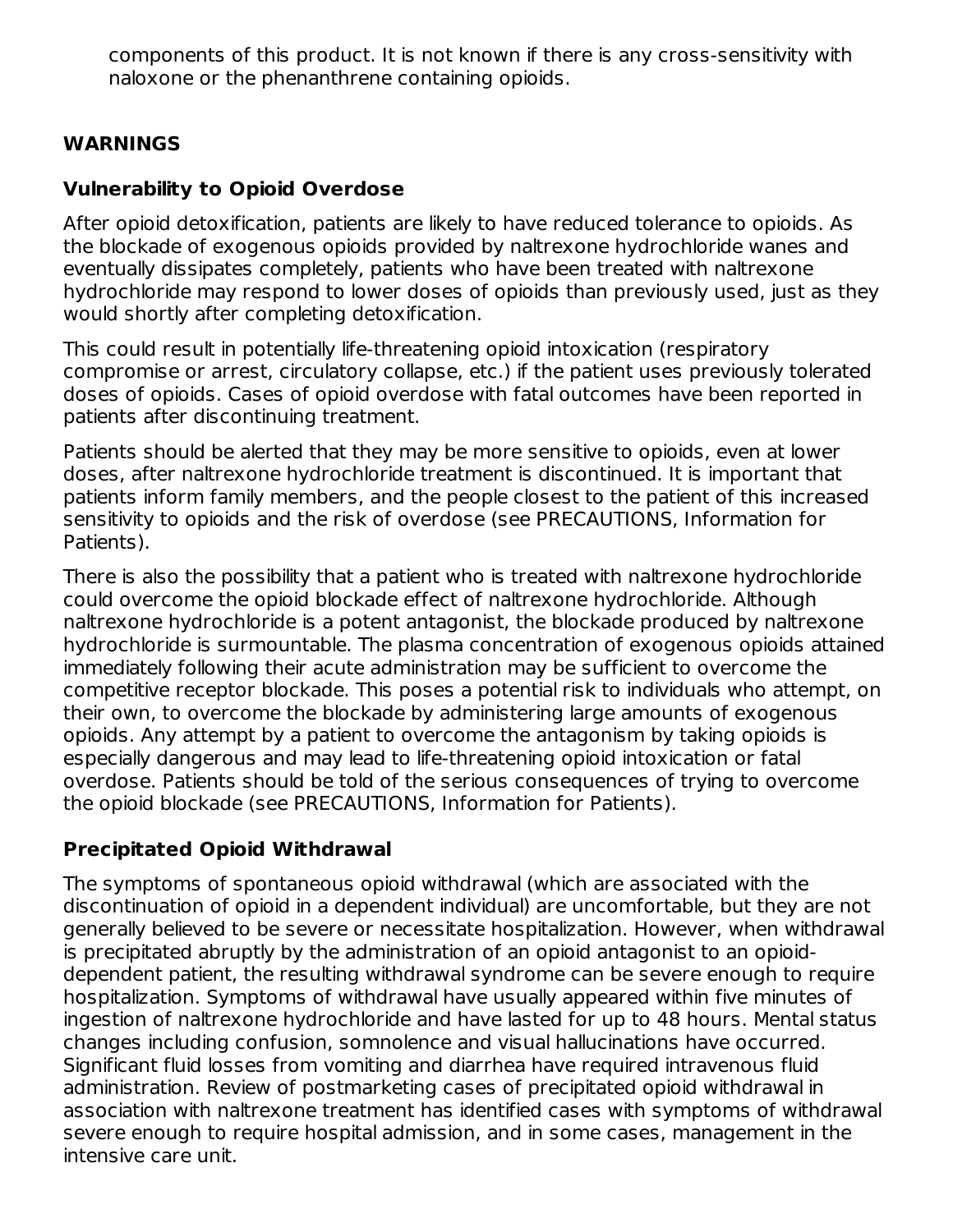components of this product. It is not known if there is any cross-sensitivity with naloxone or the phenanthrene containing opioids.

## WARNINGS

### Vulnerability to Opioid Overdose

After opioid detoxification, patients are likely to have reduced tolerance to opioids. As the blockade of exogenous opioids provided by naltrexone hydrochloride wanes and eventually dissipates completely, patients who have been treated with naltrexone hydrochloride may respond to lower doses of opioids than previously used, just as they would shortly after completing detoxification.

This could result in potentially life-threatening opioid intoxication (respiratory compromise or arrest, circulatory collapse, etc.) if the patient uses previously tolerated doses of opioids. Cases of opioid overdose with fatal outcomes have been reported in patients after discontinuing treatment.

Patients should be alerted that they may be more sensitive to opioids, even at lower doses, after naltrexone hydrochloride treatment is discontinued. It is important that patients inform family members, and the people closest to the patient of this increased sensitivity to opioids and the risk of overdose (see PRECAUTIONS, Information for Patients).

There is also the possibility that a patient who is treated with naltrexone hydrochloride could overcome the opioid blockade effect of naltrexone hydrochloride. Although naltrexone hydrochloride is a potent antagonist, the blockade produced by naltrexone hydrochloride is surmountable. The plasma concentration of exogenous opioids attained immediately following their acute administration may be sufficient to overcome the competitive receptor blockade. This poses a potential risk to individuals who attempt, on their own, to overcome the blockade by administering large amounts of exogenous opioids. Any attempt by a patient to overcome the antagonism by taking opioids is especially dangerous and may lead to life-threatening opioid intoxication or fatal overdose. Patients should be told of the serious consequences of trying to overcome the opioid blockade (see PRECAUTIONS, Information for Patients).

### Precipitated Opioid Withdrawal

The symptoms of spontaneous opioid withdrawal (which are associated with the discontinuation of opioid in a dependent individual) are uncomfortable, but they are not generally believed to be severe or necessitate hospitalization. However, when withdrawal is precipitated abruptly by the administration of an opioid antagonist to an opioid-dependent patient, the resulting withdrawal syndrome can be severe enough to require hospitalization. Symptoms of withdrawal have usually appeared within five minutes of ingestion of naltrexone hydrochloride and have lasted for up to 48 hours. Mental status changes including confusion, somnolence and visual hallucinations have occurred. Significant fluid losses from vomiting and diarrhea have required intravenous fluid administration. Review of postmarketing cases of precipitated opioid withdrawal in association with naltrexone treatment has identified cases with symptoms of withdrawal severe enough to require hospital admission, and in some cases, management in the intensive care unit.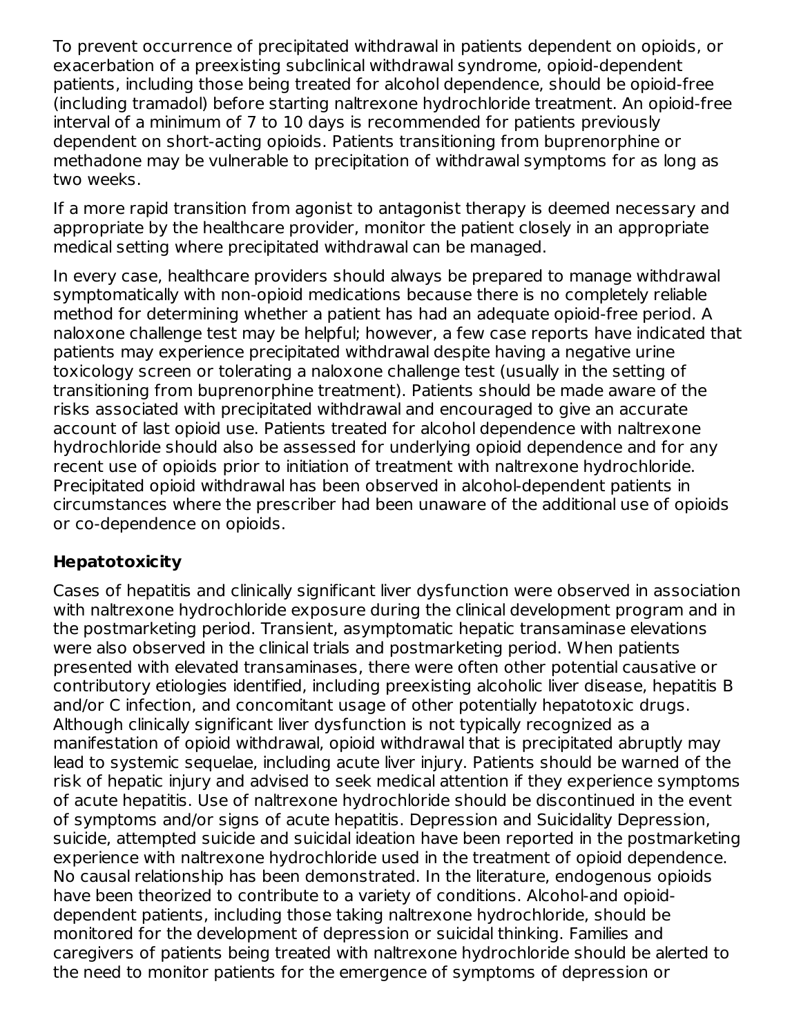To prevent occurrence of precipitated withdrawal in patients dependent on opioids, or exacerbation of a preexisting subclinical withdrawal syndrome, opioid-dependent patients, including those being treated for alcohol dependence, should be opioid-free (including tramadol) before starting naltrexone hydrochloride treatment. An opioid-free interval of a minimum of 7 to 10 days is recommended for patients previously dependent on short-acting opioids. Patients transitioning from buprenorphine or methadone may be vulnerable to precipitation of withdrawal symptoms for as long as two weeks.

If a more rapid transition from agonist to antagonist therapy is deemed necessary and appropriate by the healthcare provider, monitor the patient closely in an appropriate medical setting where precipitated withdrawal can be managed.

In every case, healthcare providers should always be prepared to manage withdrawal symptomatically with non-opioid medications because there is no completely reliable method for determining whether a patient has had an adequate opioid-free period. A naloxone challenge test may be helpful; however, a few case reports have indicated that patients may experience precipitated withdrawal despite having a negative urine toxicology screen or tolerating a naloxone challenge test (usually in the setting of transitioning from buprenorphine treatment). Patients should be made aware of the risks associated with precipitated withdrawal and encouraged to give an accurate account of last opioid use. Patients treated for alcohol dependence with naltrexone hydrochloride should also be assessed for underlying opioid dependence and for any recent use of opioids prior to initiation of treatment with naltrexone hydrochloride. Precipitated opioid withdrawal has been observed in alcohol-dependent patients in circumstances where the prescriber had been unaware of the additional use of opioids or co-dependence on opioids.

**Hepatotoxicity**

Cases of hepatitis and clinically significant liver dysfunction were observed in association with naltrexone hydrochloride exposure during the clinical development program and in the postmarketing period. Transient, asymptomatic hepatic transaminase elevations were also observed in the clinical trials and postmarketing period. When patients presented with elevated transaminases, there were often other potential causative or contributory etiologies identified, including preexisting alcoholic liver disease, hepatitis B and/or C infection, and concomitant usage of other potentially hepatotoxic drugs. Although clinically significant liver dysfunction is not typically recognized as a manifestation of opioid withdrawal, opioid withdrawal that is precipitated abruptly may lead to systemic sequelae, including acute liver injury. Patients should be warned of the risk of hepatic injury and advised to seek medical attention if they experience symptoms of acute hepatitis. Use of naltrexone hydrochloride should be discontinued in the event of symptoms and/or signs of acute hepatitis. Depression and Suicidality Depression, suicide, attempted suicide and suicidal ideation have been reported in the postmarketing experience with naltrexone hydrochloride used in the treatment of opioid dependence. No causal relationship has been demonstrated. In the literature, endogenous opioids have been theorized to contribute to a variety of conditions. Alcohol-and opioid-dependent patients, including those taking naltrexone hydrochloride, should be monitored for the development of depression or suicidal thinking. Families and caregivers of patients being treated with naltrexone hydrochloride should be alerted to the need to monitor patients for the emergence of symptoms of depression or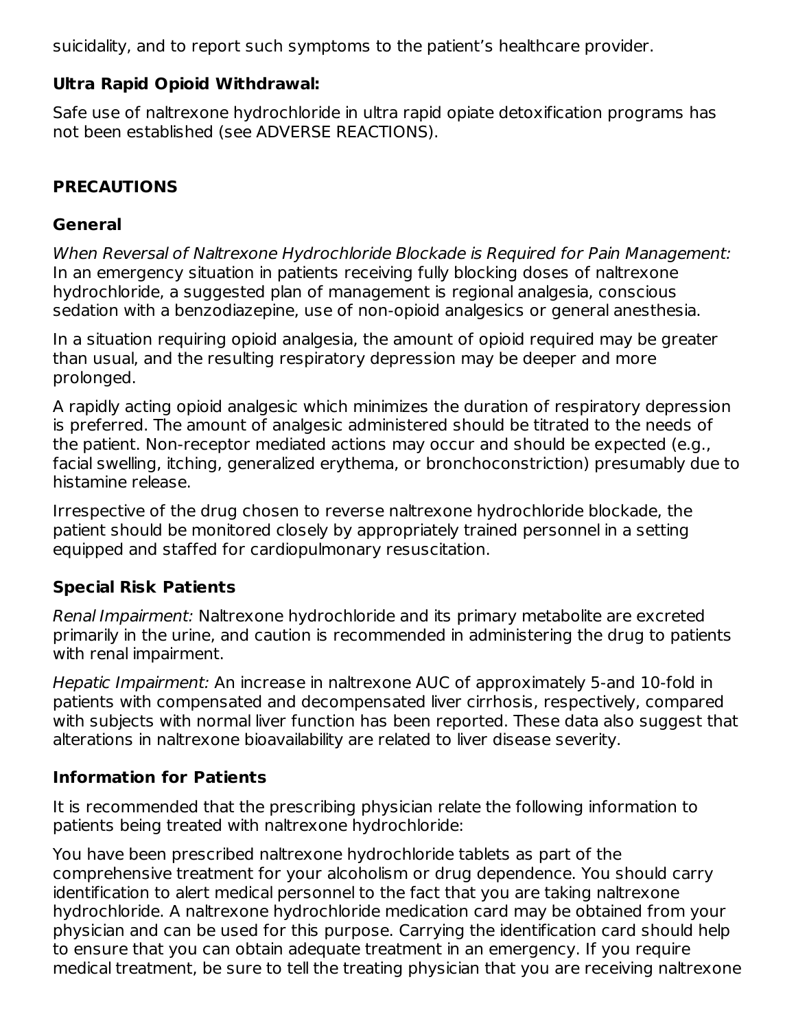suicidality, and to report such symptoms to the patient's healthcare provider.

**Ultra Rapid Opioid Withdrawal:**

Safe use of naltrexone hydrochloride in ultra rapid opiate detoxification programs has not been established (see ADVERSE REACTIONS).

## PRECAUTIONS

### General

*When Reversal of Naltrexone Hydrochloride Blockade is Required for Pain Management:* In an emergency situation in patients receiving fully blocking doses of naltrexone hydrochloride, a suggested plan of management is regional analgesia, conscious sedation with a benzodiazepine, use of non-opioid analgesics or general anesthesia.

In a situation requiring opioid analgesia, the amount of opioid required may be greater than usual, and the resulting respiratory depression may be deeper and more prolonged.

A rapidly acting opioid analgesic which minimizes the duration of respiratory depression is preferred. The amount of analgesic administered should be titrated to the needs of the patient. Non-receptor mediated actions may occur and should be expected (e.g., facial swelling, itching, generalized erythema, or bronchoconstriction) presumably due to histamine release.

Irrespective of the drug chosen to reverse naltrexone hydrochloride blockade, the patient should be monitored closely by appropriately trained personnel in a setting equipped and staffed for cardiopulmonary resuscitation.

### Special Risk Patients

*Renal Impairment:* Naltrexone hydrochloride and its primary metabolite are excreted primarily in the urine, and caution is recommended in administering the drug to patients with renal impairment.

*Hepatic Impairment:* An increase in naltrexone AUC of approximately 5-and 10-fold in patients with compensated and decompensated liver cirrhosis, respectively, compared with subjects with normal liver function has been reported. These data also suggest that alterations in naltrexone bioavailability are related to liver disease severity.

### Information for Patients

It is recommended that the prescribing physician relate the following information to patients being treated with naltrexone hydrochloride:

You have been prescribed naltrexone hydrochloride tablets as part of the comprehensive treatment for your alcoholism or drug dependence. You should carry identification to alert medical personnel to the fact that you are taking naltrexone hydrochloride. A naltrexone hydrochloride medication card may be obtained from your physician and can be used for this purpose. Carrying the identification card should help to ensure that you can obtain adequate treatment in an emergency. If you require medical treatment, be sure to tell the treating physician that you are receiving naltrexone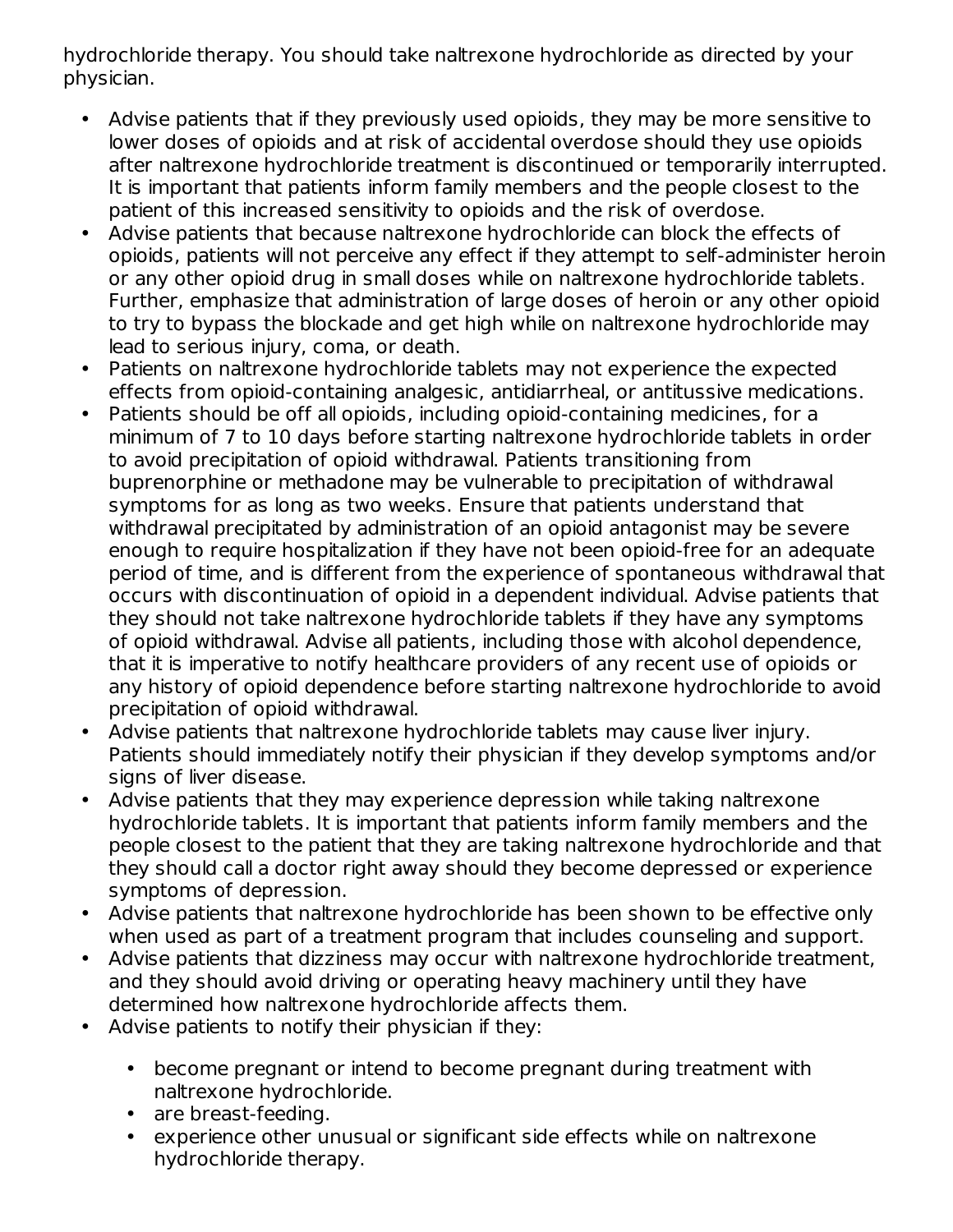hydrochloride therapy. You should take naltrexone hydrochloride as directed by your physician.

- Advise patients that if they previously used opioids, they may be more sensitive to lower doses of opioids and at risk of accidental overdose should they use opioids after naltrexone hydrochloride treatment is discontinued or temporarily interrupted. It is important that patients inform family members and the people closest to the patient of this increased sensitivity to opioids and the risk of overdose.
- Advise patients that because naltrexone hydrochloride can block the effects of opioids, patients will not perceive any effect if they attempt to self-administer heroin or any other opioid drug in small doses while on naltrexone hydrochloride tablets. Further, emphasize that administration of large doses of heroin or any other opioid to try to bypass the blockade and get high while on naltrexone hydrochloride may lead to serious injury, coma, or death.
- Patients on naltrexone hydrochloride tablets may not experience the expected effects from opioid-containing analgesic, antidiarrheal, or antitussive medications.
- Patients should be off all opioids, including opioid-containing medicines, for a minimum of 7 to 10 days before starting naltrexone hydrochloride tablets in order to avoid precipitation of opioid withdrawal. Patients transitioning from buprenorphine or methadone may be vulnerable to precipitation of withdrawal symptoms for as long as two weeks. Ensure that patients understand that withdrawal precipitated by administration of an opioid antagonist may be severe enough to require hospitalization if they have not been opioid-free for an adequate period of time, and is different from the experience of spontaneous withdrawal that occurs with discontinuation of opioid in a dependent individual. Advise patients that they should not take naltrexone hydrochloride tablets if they have any symptoms of opioid withdrawal. Advise all patients, including those with alcohol dependence, that it is imperative to notify healthcare providers of any recent use of opioids or any history of opioid dependence before starting naltrexone hydrochloride to avoid precipitation of opioid withdrawal.
- Advise patients that naltrexone hydrochloride tablets may cause liver injury. Patients should immediately notify their physician if they develop symptoms and/or signs of liver disease.
- Advise patients that they may experience depression while taking naltrexone hydrochloride tablets. It is important that patients inform family members and the people closest to the patient that they are taking naltrexone hydrochloride and that they should call a doctor right away should they become depressed or experience symptoms of depression.
- Advise patients that naltrexone hydrochloride has been shown to be effective only when used as part of a treatment program that includes counseling and support.
- Advise patients that dizziness may occur with naltrexone hydrochloride treatment, and they should avoid driving or operating heavy machinery until they have determined how naltrexone hydrochloride affects them.
- Advise patients to notify their physician if they:
  - become pregnant or intend to become pregnant during treatment with naltrexone hydrochloride.
  - are breast-feeding.
  - experience other unusual or significant side effects while on naltrexone hydrochloride therapy.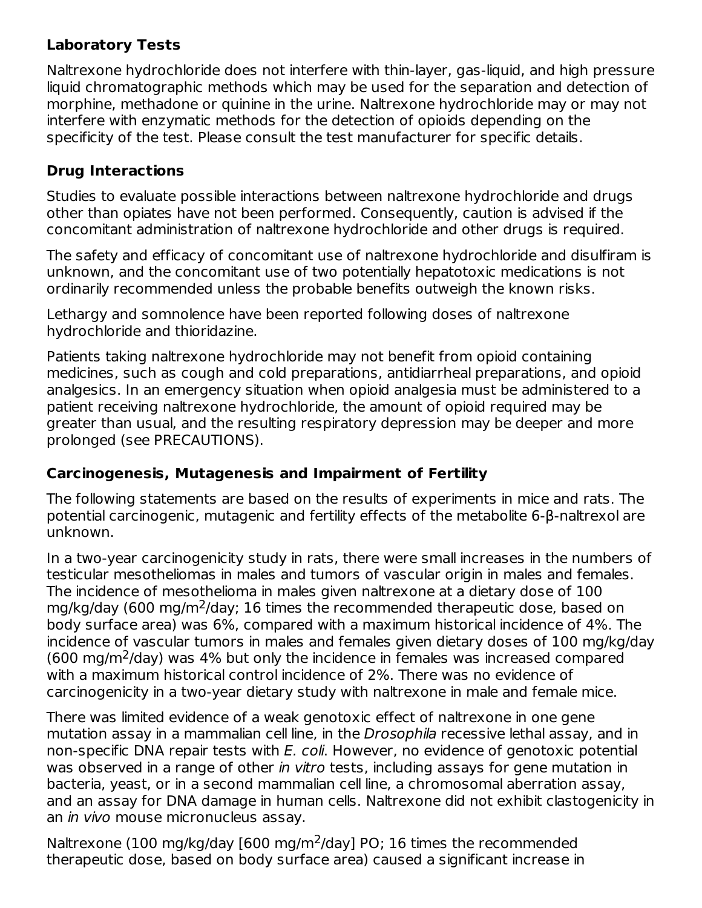### Laboratory Tests

Naltrexone hydrochloride does not interfere with thin-layer, gas-liquid, and high pressure liquid chromatographic methods which may be used for the separation and detection of morphine, methadone or quinine in the urine. Naltrexone hydrochloride may or may not interfere with enzymatic methods for the detection of opioids depending on the specificity of the test. Please consult the test manufacturer for specific details.

### Drug Interactions

Studies to evaluate possible interactions between naltrexone hydrochloride and drugs other than opiates have not been performed. Consequently, caution is advised if the concomitant administration of naltrexone hydrochloride and other drugs is required.

The safety and efficacy of concomitant use of naltrexone hydrochloride and disulfiram is unknown, and the concomitant use of two potentially hepatotoxic medications is not ordinarily recommended unless the probable benefits outweigh the known risks.

Lethargy and somnolence have been reported following doses of naltrexone hydrochloride and thioridazine.

Patients taking naltrexone hydrochloride may not benefit from opioid containing medicines, such as cough and cold preparations, antidiarrheal preparations, and opioid analgesics. In an emergency situation when opioid analgesia must be administered to a patient receiving naltrexone hydrochloride, the amount of opioid required may be greater than usual, and the resulting respiratory depression may be deeper and more prolonged (see PRECAUTIONS).

### Carcinogenesis, Mutagenesis and Impairment of Fertility

The following statements are based on the results of experiments in mice and rats. The potential carcinogenic, mutagenic and fertility effects of the metabolite 6-β-naltrexol are unknown.

In a two-year carcinogenicity study in rats, there were small increases in the numbers of testicular mesotheliomas in males and tumors of vascular origin in males and females. The incidence of mesothelioma in males given naltrexone at a dietary dose of 100 mg/kg/day (600 mg/m$^2$/day; 16 times the recommended therapeutic dose, based on body surface area) was 6%, compared with a maximum historical incidence of 4%. The incidence of vascular tumors in males and females given dietary doses of 100 mg/kg/day (600 mg/m$^2$/day) was 4% but only the incidence in females was increased compared with a maximum historical control incidence of 2%. There was no evidence of carcinogenicity in a two-year dietary study with naltrexone in male and female mice.

There was limited evidence of a weak genotoxic effect of naltrexone in one gene mutation assay in a mammalian cell line, in the *Drosophila* recessive lethal assay, and in non-specific DNA repair tests with *E. coli*. However, no evidence of genotoxic potential was observed in a range of other *in vitro* tests, including assays for gene mutation in bacteria, yeast, or in a second mammalian cell line, a chromosomal aberration assay, and an assay for DNA damage in human cells. Naltrexone did not exhibit clastogenicity in an *in vivo* mouse micronucleus assay.

Naltrexone (100 mg/kg/day [600 mg/m$^2$/day] PO; 16 times the recommended therapeutic dose, based on body surface area) caused a significant increase in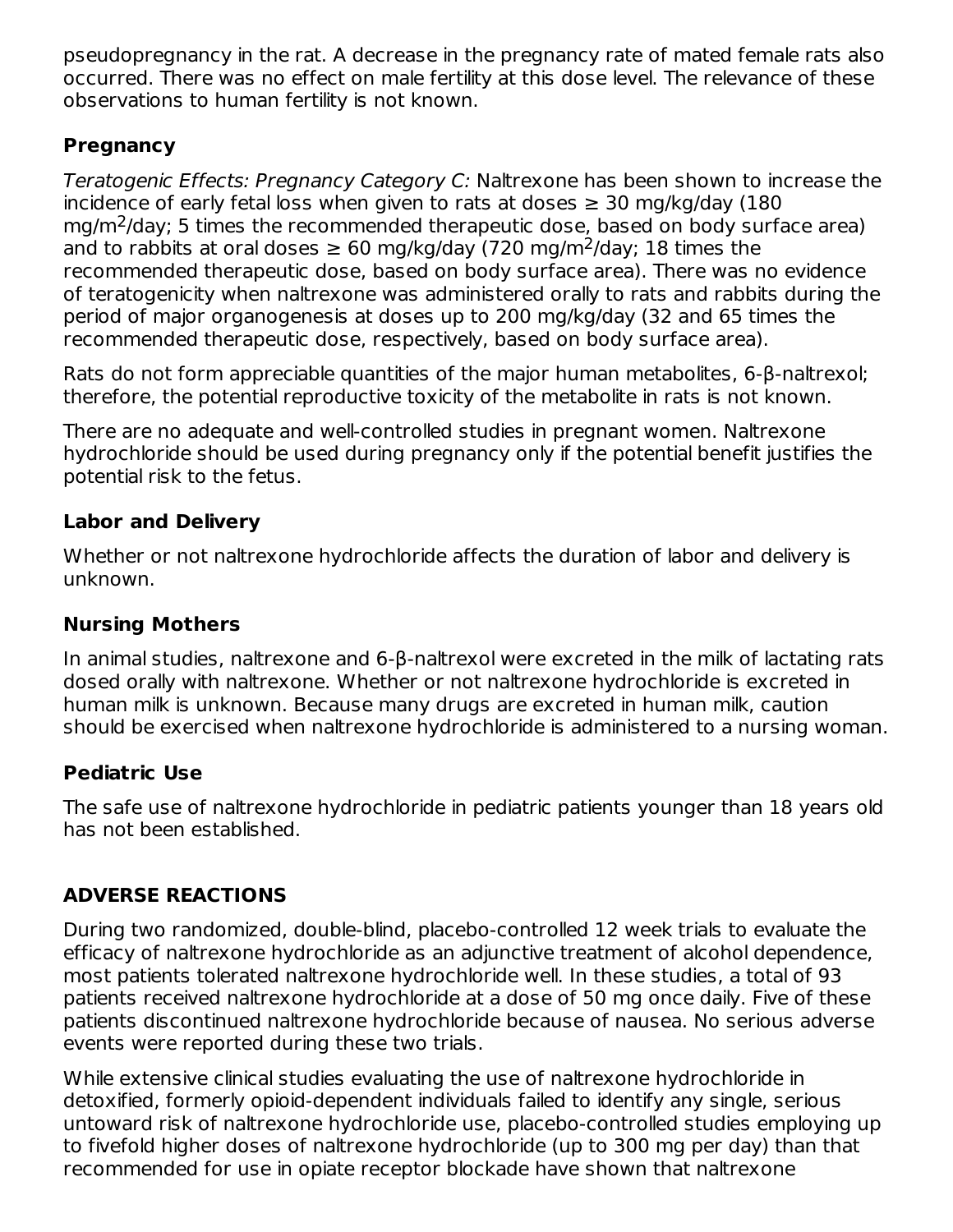pseudopregnancy in the rat. A decrease in the pregnancy rate of mated female rats also occurred. There was no effect on male fertility at this dose level. The relevance of these observations to human fertility is not known.

### Pregnancy

*Teratogenic Effects: Pregnancy Category C:* Naltrexone has been shown to increase the incidence of early fetal loss when given to rats at doses ≥ 30 mg/kg/day (180 mg/m$^2$/day; 5 times the recommended therapeutic dose, based on body surface area) and to rabbits at oral doses ≥ 60 mg/kg/day (720 mg/m$^2$/day; 18 times the recommended therapeutic dose, based on body surface area). There was no evidence of teratogenicity when naltrexone was administered orally to rats and rabbits during the period of major organogenesis at doses up to 200 mg/kg/day (32 and 65 times the recommended therapeutic dose, respectively, based on body surface area).

Rats do not form appreciable quantities of the major human metabolites, 6-β-naltrexol; therefore, the potential reproductive toxicity of the metabolite in rats is not known.

There are no adequate and well-controlled studies in pregnant women. Naltrexone hydrochloride should be used during pregnancy only if the potential benefit justifies the potential risk to the fetus.

### Labor and Delivery

Whether or not naltrexone hydrochloride affects the duration of labor and delivery is unknown.

### Nursing Mothers

In animal studies, naltrexone and 6-β-naltrexol were excreted in the milk of lactating rats dosed orally with naltrexone. Whether or not naltrexone hydrochloride is excreted in human milk is unknown. Because many drugs are excreted in human milk, caution should be exercised when naltrexone hydrochloride is administered to a nursing woman.

### Pediatric Use

The safe use of naltrexone hydrochloride in pediatric patients younger than 18 years old has not been established.

## ADVERSE REACTIONS

During two randomized, double-blind, placebo-controlled 12 week trials to evaluate the efficacy of naltrexone hydrochloride as an adjunctive treatment of alcohol dependence, most patients tolerated naltrexone hydrochloride well. In these studies, a total of 93 patients received naltrexone hydrochloride at a dose of 50 mg once daily. Five of these patients discontinued naltrexone hydrochloride because of nausea. No serious adverse events were reported during these two trials.

While extensive clinical studies evaluating the use of naltrexone hydrochloride in detoxified, formerly opioid-dependent individuals failed to identify any single, serious untoward risk of naltrexone hydrochloride use, placebo-controlled studies employing up to fivefold higher doses of naltrexone hydrochloride (up to 300 mg per day) than that recommended for use in opiate receptor blockade have shown that naltrexone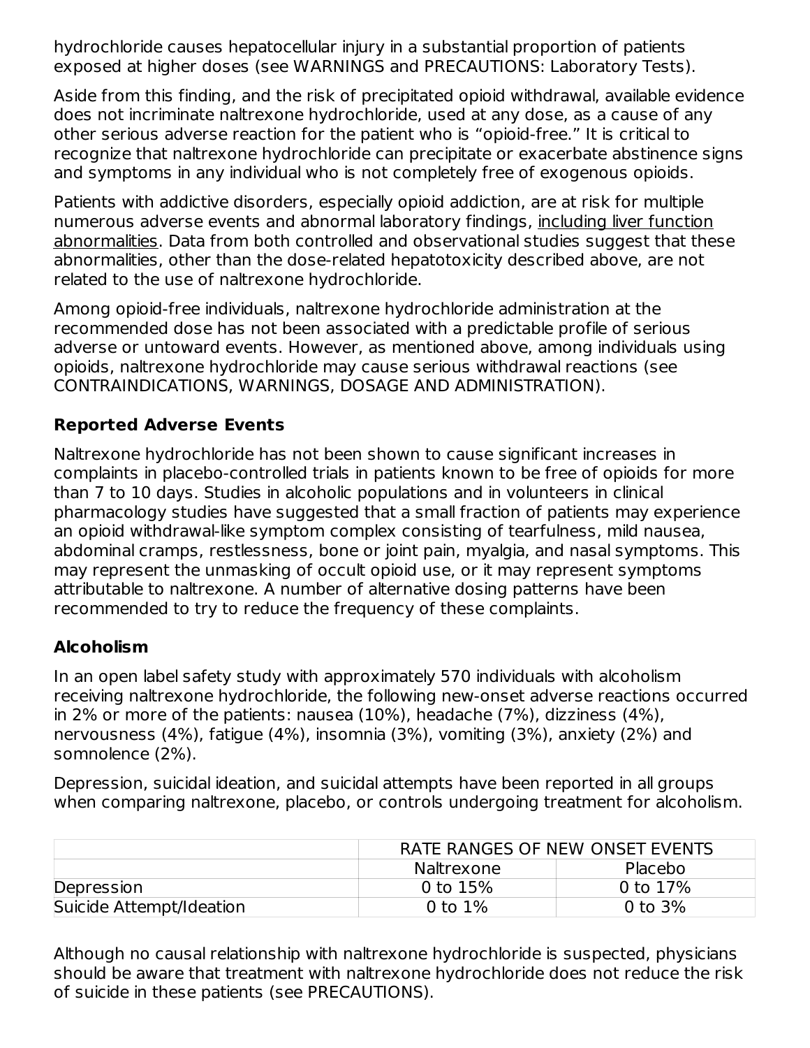hydrochloride causes hepatocellular injury in a substantial proportion of patients exposed at higher doses (see WARNINGS and PRECAUTIONS: Laboratory Tests).

Aside from this finding, and the risk of precipitated opioid withdrawal, available evidence does not incriminate naltrexone hydrochloride, used at any dose, as a cause of any other serious adverse reaction for the patient who is "opioid-free." It is critical to recognize that naltrexone hydrochloride can precipitate or exacerbate abstinence signs and symptoms in any individual who is not completely free of exogenous opioids.

Patients with addictive disorders, especially opioid addiction, are at risk for multiple numerous adverse events and abnormal laboratory findings, including liver function abnormalities. Data from both controlled and observational studies suggest that these abnormalities, other than the dose-related hepatotoxicity described above, are not related to the use of naltrexone hydrochloride.

Among opioid-free individuals, naltrexone hydrochloride administration at the recommended dose has not been associated with a predictable profile of serious adverse or untoward events. However, as mentioned above, among individuals using opioids, naltrexone hydrochloride may cause serious withdrawal reactions (see CONTRAINDICATIONS, WARNINGS, DOSAGE AND ADMINISTRATION).

### Reported Adverse Events

Naltrexone hydrochloride has not been shown to cause significant increases in complaints in placebo-controlled trials in patients known to be free of opioids for more than 7 to 10 days. Studies in alcoholic populations and in volunteers in clinical pharmacology studies have suggested that a small fraction of patients may experience an opioid withdrawal-like symptom complex consisting of tearfulness, mild nausea, abdominal cramps, restlessness, bone or joint pain, myalgia, and nasal symptoms. This may represent the unmasking of occult opioid use, or it may represent symptoms attributable to naltrexone. A number of alternative dosing patterns have been recommended to try to reduce the frequency of these complaints.

### Alcoholism

In an open label safety study with approximately 570 individuals with alcoholism receiving naltrexone hydrochloride, the following new-onset adverse reactions occurred in 2% or more of the patients: nausea (10%), headache (7%), dizziness (4%), nervousness (4%), fatigue (4%), insomnia (3%), vomiting (3%), anxiety (2%) and somnolence (2%).

Depression, suicidal ideation, and suicidal attempts have been reported in all groups when comparing naltrexone, placebo, or controls undergoing treatment for alcoholism.

| | RATE RANGES OF NEW ONSET EVENTS | |
|---|---|---|
| | Naltrexone | Placebo |
| Depression | 0 to 15% | 0 to 17% |
| Suicide Attempt/Ideation | 0 to 1% | 0 to 3% |

Although no causal relationship with naltrexone hydrochloride is suspected, physicians should be aware that treatment with naltrexone hydrochloride does not reduce the risk of suicide in these patients (see PRECAUTIONS).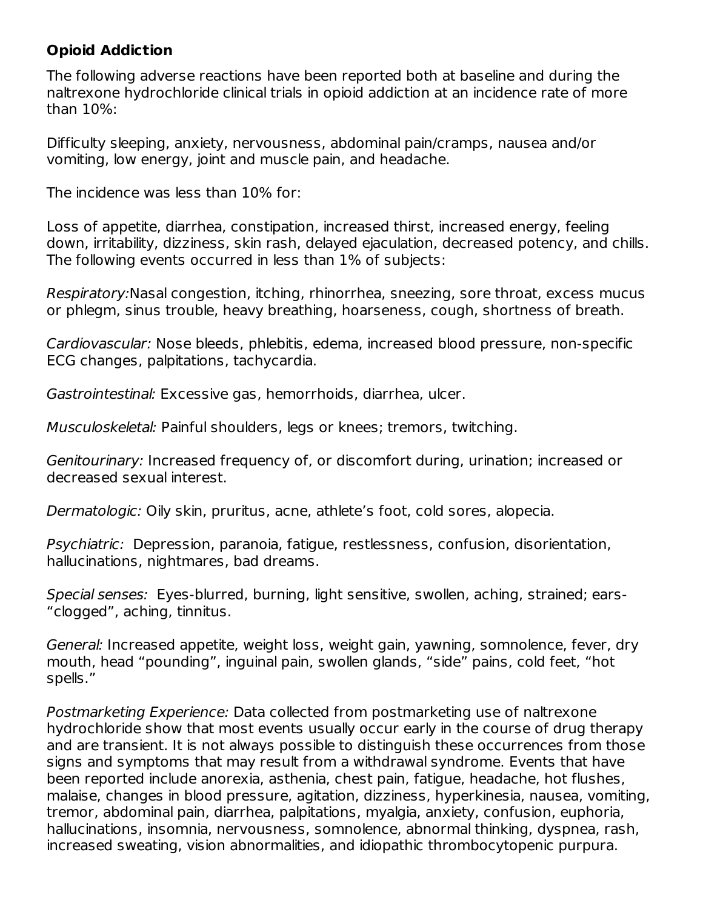**Opioid Addiction**

The following adverse reactions have been reported both at baseline and during the naltrexone hydrochloride clinical trials in opioid addiction at an incidence rate of more than 10%:

Difficulty sleeping, anxiety, nervousness, abdominal pain/cramps, nausea and/or vomiting, low energy, joint and muscle pain, and headache.

The incidence was less than 10% for:

Loss of appetite, diarrhea, constipation, increased thirst, increased energy, feeling down, irritability, dizziness, skin rash, delayed ejaculation, decreased potency, and chills. The following events occurred in less than 1% of subjects:

*Respiratory:*Nasal congestion, itching, rhinorrhea, sneezing, sore throat, excess mucus or phlegm, sinus trouble, heavy breathing, hoarseness, cough, shortness of breath.

*Cardiovascular:* Nose bleeds, phlebitis, edema, increased blood pressure, non-specific ECG changes, palpitations, tachycardia.

*Gastrointestinal:* Excessive gas, hemorrhoids, diarrhea, ulcer.

*Musculoskeletal:* Painful shoulders, legs or knees; tremors, twitching.

*Genitourinary:* Increased frequency of, or discomfort during, urination; increased or decreased sexual interest.

*Dermatologic:* Oily skin, pruritus, acne, athlete's foot, cold sores, alopecia.

*Psychiatric:* Depression, paranoia, fatigue, restlessness, confusion, disorientation, hallucinations, nightmares, bad dreams.

*Special senses:* Eyes-blurred, burning, light sensitive, swollen, aching, strained; ears-"clogged", aching, tinnitus.

*General:* Increased appetite, weight loss, weight gain, yawning, somnolence, fever, dry mouth, head "pounding", inguinal pain, swollen glands, "side" pains, cold feet, "hot spells."

*Postmarketing Experience:* Data collected from postmarketing use of naltrexone hydrochloride show that most events usually occur early in the course of drug therapy and are transient. It is not always possible to distinguish these occurrences from those signs and symptoms that may result from a withdrawal syndrome. Events that have been reported include anorexia, asthenia, chest pain, fatigue, headache, hot flushes, malaise, changes in blood pressure, agitation, dizziness, hyperkinesia, nausea, vomiting, tremor, abdominal pain, diarrhea, palpitations, myalgia, anxiety, confusion, euphoria, hallucinations, insomnia, nervousness, somnolence, abnormal thinking, dyspnea, rash, increased sweating, vision abnormalities, and idiopathic thrombocytopenic purpura.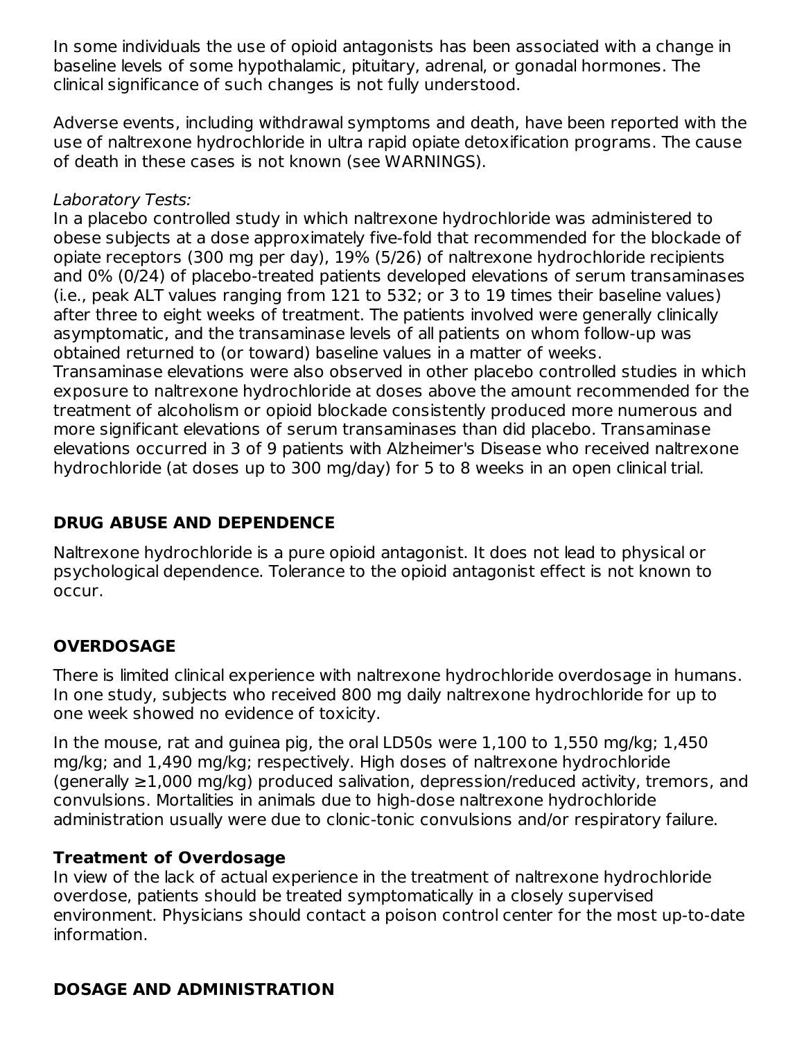In some individuals the use of opioid antagonists has been associated with a change in baseline levels of some hypothalamic, pituitary, adrenal, or gonadal hormones. The clinical significance of such changes is not fully understood.

Adverse events, including withdrawal symptoms and death, have been reported with the use of naltrexone hydrochloride in ultra rapid opiate detoxification programs. The cause of death in these cases is not known (see WARNINGS).

*Laboratory Tests:*

In a placebo controlled study in which naltrexone hydrochloride was administered to obese subjects at a dose approximately five-fold that recommended for the blockade of opiate receptors (300 mg per day), 19% (5/26) of naltrexone hydrochloride recipients and 0% (0/24) of placebo-treated patients developed elevations of serum transaminases (i.e., peak ALT values ranging from 121 to 532; or 3 to 19 times their baseline values) after three to eight weeks of treatment. The patients involved were generally clinically asymptomatic, and the transaminase levels of all patients on whom follow-up was obtained returned to (or toward) baseline values in a matter of weeks.
Transaminase elevations were also observed in other placebo controlled studies in which exposure to naltrexone hydrochloride at doses above the amount recommended for the treatment of alcoholism or opioid blockade consistently produced more numerous and more significant elevations of serum transaminases than did placebo. Transaminase elevations occurred in 3 of 9 patients with Alzheimer's Disease who received naltrexone hydrochloride (at doses up to 300 mg/day) for 5 to 8 weeks in an open clinical trial.

## DRUG ABUSE AND DEPENDENCE

Naltrexone hydrochloride is a pure opioid antagonist. It does not lead to physical or psychological dependence. Tolerance to the opioid antagonist effect is not known to occur.

## OVERDOSAGE

There is limited clinical experience with naltrexone hydrochloride overdosage in humans. In one study, subjects who received 800 mg daily naltrexone hydrochloride for up to one week showed no evidence of toxicity.

In the mouse, rat and guinea pig, the oral LD50s were 1,100 to 1,550 mg/kg; 1,450 mg/kg; and 1,490 mg/kg; respectively. High doses of naltrexone hydrochloride (generally ≥1,000 mg/kg) produced salivation, depression/reduced activity, tremors, and convulsions. Mortalities in animals due to high-dose naltrexone hydrochloride administration usually were due to clonic-tonic convulsions and/or respiratory failure.

### Treatment of Overdosage

In view of the lack of actual experience in the treatment of naltrexone hydrochloride overdose, patients should be treated symptomatically in a closely supervised environment. Physicians should contact a poison control center for the most up-to-date information.

## DOSAGE AND ADMINISTRATION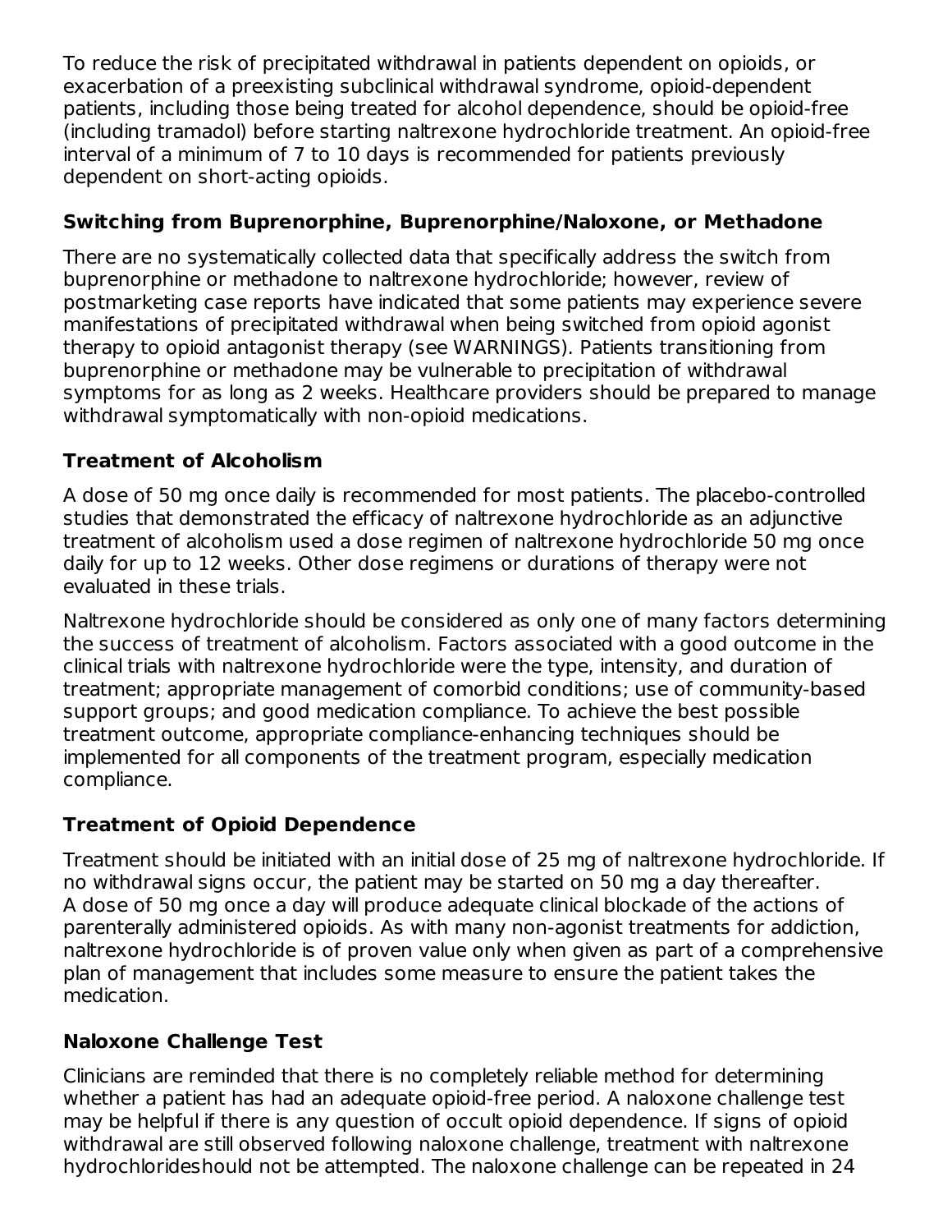To reduce the risk of precipitated withdrawal in patients dependent on opioids, or exacerbation of a preexisting subclinical withdrawal syndrome, opioid-dependent patients, including those being treated for alcohol dependence, should be opioid-free (including tramadol) before starting naltrexone hydrochloride treatment. An opioid-free interval of a minimum of 7 to 10 days is recommended for patients previously dependent on short-acting opioids.

### Switching from Buprenorphine, Buprenorphine/Naloxone, or Methadone

There are no systematically collected data that specifically address the switch from buprenorphine or methadone to naltrexone hydrochloride; however, review of postmarketing case reports have indicated that some patients may experience severe manifestations of precipitated withdrawal when being switched from opioid agonist therapy to opioid antagonist therapy (see WARNINGS). Patients transitioning from buprenorphine or methadone may be vulnerable to precipitation of withdrawal symptoms for as long as 2 weeks. Healthcare providers should be prepared to manage withdrawal symptomatically with non-opioid medications.

### Treatment of Alcoholism

A dose of 50 mg once daily is recommended for most patients. The placebo-controlled studies that demonstrated the efficacy of naltrexone hydrochloride as an adjunctive treatment of alcoholism used a dose regimen of naltrexone hydrochloride 50 mg once daily for up to 12 weeks. Other dose regimens or durations of therapy were not evaluated in these trials.

Naltrexone hydrochloride should be considered as only one of many factors determining the success of treatment of alcoholism. Factors associated with a good outcome in the clinical trials with naltrexone hydrochloride were the type, intensity, and duration of treatment; appropriate management of comorbid conditions; use of community-based support groups; and good medication compliance. To achieve the best possible treatment outcome, appropriate compliance-enhancing techniques should be implemented for all components of the treatment program, especially medication compliance.

### Treatment of Opioid Dependence

Treatment should be initiated with an initial dose of 25 mg of naltrexone hydrochloride. If no withdrawal signs occur, the patient may be started on 50 mg a day thereafter. A dose of 50 mg once a day will produce adequate clinical blockade of the actions of parenterally administered opioids. As with many non-agonist treatments for addiction, naltrexone hydrochloride is of proven value only when given as part of a comprehensive plan of management that includes some measure to ensure the patient takes the medication.

### Naloxone Challenge Test

Clinicians are reminded that there is no completely reliable method for determining whether a patient has had an adequate opioid-free period. A naloxone challenge test may be helpful if there is any question of occult opioid dependence. If signs of opioid withdrawal are still observed following naloxone challenge, treatment with naltrexone hydrochlorideshould not be attempted. The naloxone challenge can be repeated in 24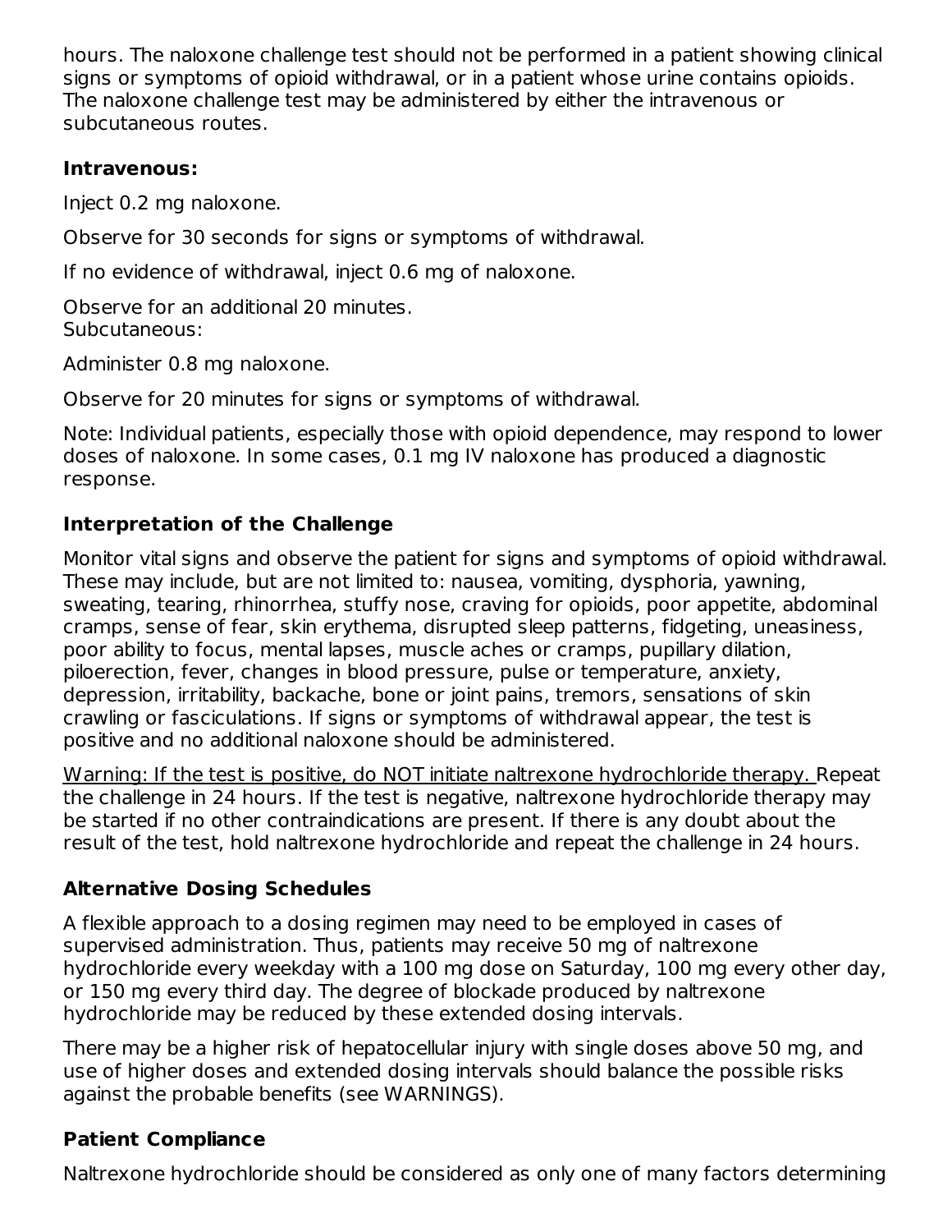hours. The naloxone challenge test should not be performed in a patient showing clinical signs or symptoms of opioid withdrawal, or in a patient whose urine contains opioids. The naloxone challenge test may be administered by either the intravenous or subcutaneous routes.

**Intravenous:**

Inject 0.2 mg naloxone.

Observe for 30 seconds for signs or symptoms of withdrawal.

If no evidence of withdrawal, inject 0.6 mg of naloxone.

Observe for an additional 20 minutes.
Subcutaneous:

Administer 0.8 mg naloxone.

Observe for 20 minutes for signs or symptoms of withdrawal.

Note: Individual patients, especially those with opioid dependence, may respond to lower doses of naloxone. In some cases, 0.1 mg IV naloxone has produced a diagnostic response.

### Interpretation of the Challenge

Monitor vital signs and observe the patient for signs and symptoms of opioid withdrawal. These may include, but are not limited to: nausea, vomiting, dysphoria, yawning, sweating, tearing, rhinorrhea, stuffy nose, craving for opioids, poor appetite, abdominal cramps, sense of fear, skin erythema, disrupted sleep patterns, fidgeting, uneasiness, poor ability to focus, mental lapses, muscle aches or cramps, pupillary dilation, piloerection, fever, changes in blood pressure, pulse or temperature, anxiety, depression, irritability, backache, bone or joint pains, tremors, sensations of skin crawling or fasciculations. If signs or symptoms of withdrawal appear, the test is positive and no additional naloxone should be administered.

<u>Warning: If the test is positive, do NOT initiate naltrexone hydrochloride therapy.</u> Repeat the challenge in 24 hours. If the test is negative, naltrexone hydrochloride therapy may be started if no other contraindications are present. If there is any doubt about the result of the test, hold naltrexone hydrochloride and repeat the challenge in 24 hours.

### Alternative Dosing Schedules

A flexible approach to a dosing regimen may need to be employed in cases of supervised administration. Thus, patients may receive 50 mg of naltrexone hydrochloride every weekday with a 100 mg dose on Saturday, 100 mg every other day, or 150 mg every third day. The degree of blockade produced by naltrexone hydrochloride may be reduced by these extended dosing intervals.

There may be a higher risk of hepatocellular injury with single doses above 50 mg, and use of higher doses and extended dosing intervals should balance the possible risks against the probable benefits (see WARNINGS).

### Patient Compliance

Naltrexone hydrochloride should be considered as only one of many factors determining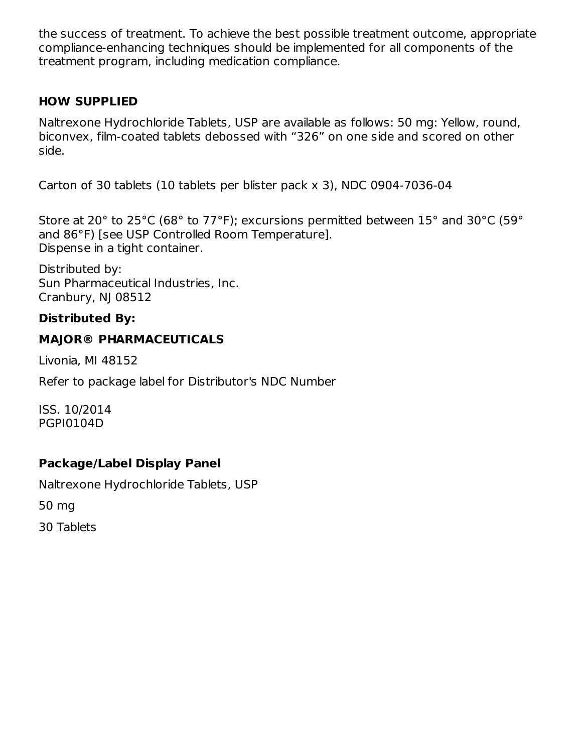the success of treatment. To achieve the best possible treatment outcome, appropriate compliance-enhancing techniques should be implemented for all components of the treatment program, including medication compliance.

## HOW SUPPLIED

Naltrexone Hydrochloride Tablets, USP are available as follows: 50 mg: Yellow, round, biconvex, film-coated tablets debossed with “326” on one side and scored on other side.

Carton of 30 tablets (10 tablets per blister pack x 3), NDC 0904-7036-04

Store at 20° to 25°C (68° to 77°F); excursions permitted between 15° and 30°C (59° and 86°F) [see USP Controlled Room Temperature].
Dispense in a tight container.

Distributed by:
Sun Pharmaceutical Industries, Inc.
Cranbury, NJ 08512

**Distributed By:**

**MAJOR® PHARMACEUTICALS**

Livonia, MI 48152

Refer to package label for Distributor's NDC Number

ISS. 10/2014
PGPI0104D

## Package/Label Display Panel

Naltrexone Hydrochloride Tablets, USP

50 mg

30 Tablets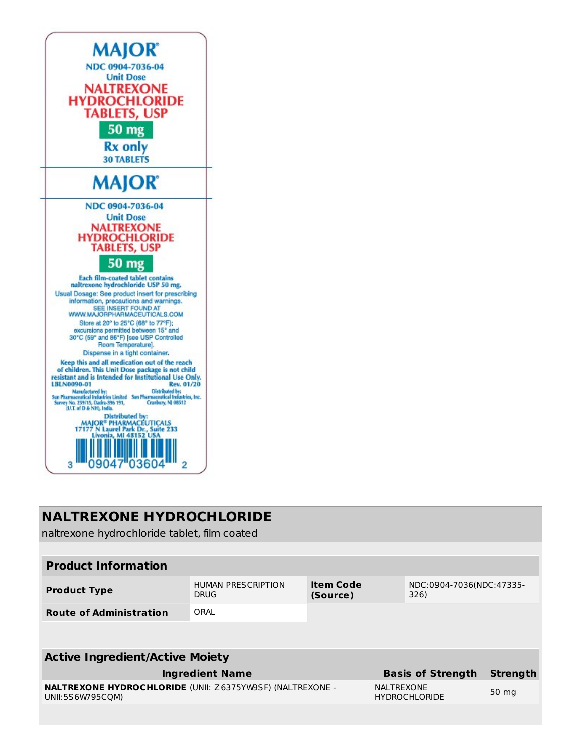MAJOR®

NDC 0904-7036-04

Unit Dose

**NALTREXONE HYDROCHLORIDE TABLETS, USP**

**50 mg**

Rx only

30 TABLETS

MAJOR®

NDC 0904-7036-04

Unit Dose

**NALTREXONE HYDROCHLORIDE TABLETS, USP**

**50 mg**

Each film-coated tablet contains naltrexone hydrochloride USP 50 mg.

Usual Dosage: See product insert for prescribing information, precautions and warnings.

SEE INSERT FOUND AT WWW.MAJORPHARMACEUTICALS.COM

Store at 20° to 25°C (68° to 77°F); excursions permitted between 15° and 30°C (59° and 86°F) [see USP Controlled Room Temperature].

Dispense in a tight container.

Keep this and all medication out of the reach of children. This Unit Dose package is not child resistant and is Intended for Institutional Use Only.

LBLN0090-01 Rev. 01/20

Manufactured by:
Sun Pharmaceutical Industries Limited
Survey No. 259/15, Dadra-396 191,
(U.T. of D & NH), India.

Distributed by:
Sun Pharmaceutical Industries, Inc.
Cranbury, NJ 08512

Distributed by:
MAJOR® PHARMACEUTICALS
17177 N Laurel Park Dr., Suite 233
Livonia, MI 48152 USA

3 09047 03604 2

# NALTREXONE HYDROCHLORIDE

naltrexone hydrochloride tablet, film coated

| Product Information | | | |
|---|---|---|---|
| **Product Type** | HUMAN PRESCRIPTION DRUG | **Item Code (Source)** | NDC:0904-7036(NDC:47335-326) |
| **Route of Administration** | ORAL | | |

| Active Ingredient/Active Moiety | | |
|---|---|---|
| **Ingredient Name** | **Basis of Strength** | **Strength** |
| **NALTREXONE HYDROCHLORIDE** (UNII: Z6375YW9SF) (NALTREXONE - UNII:5S6W795CQM) | NALTREXONE HYDROCHLORIDE | 50 mg |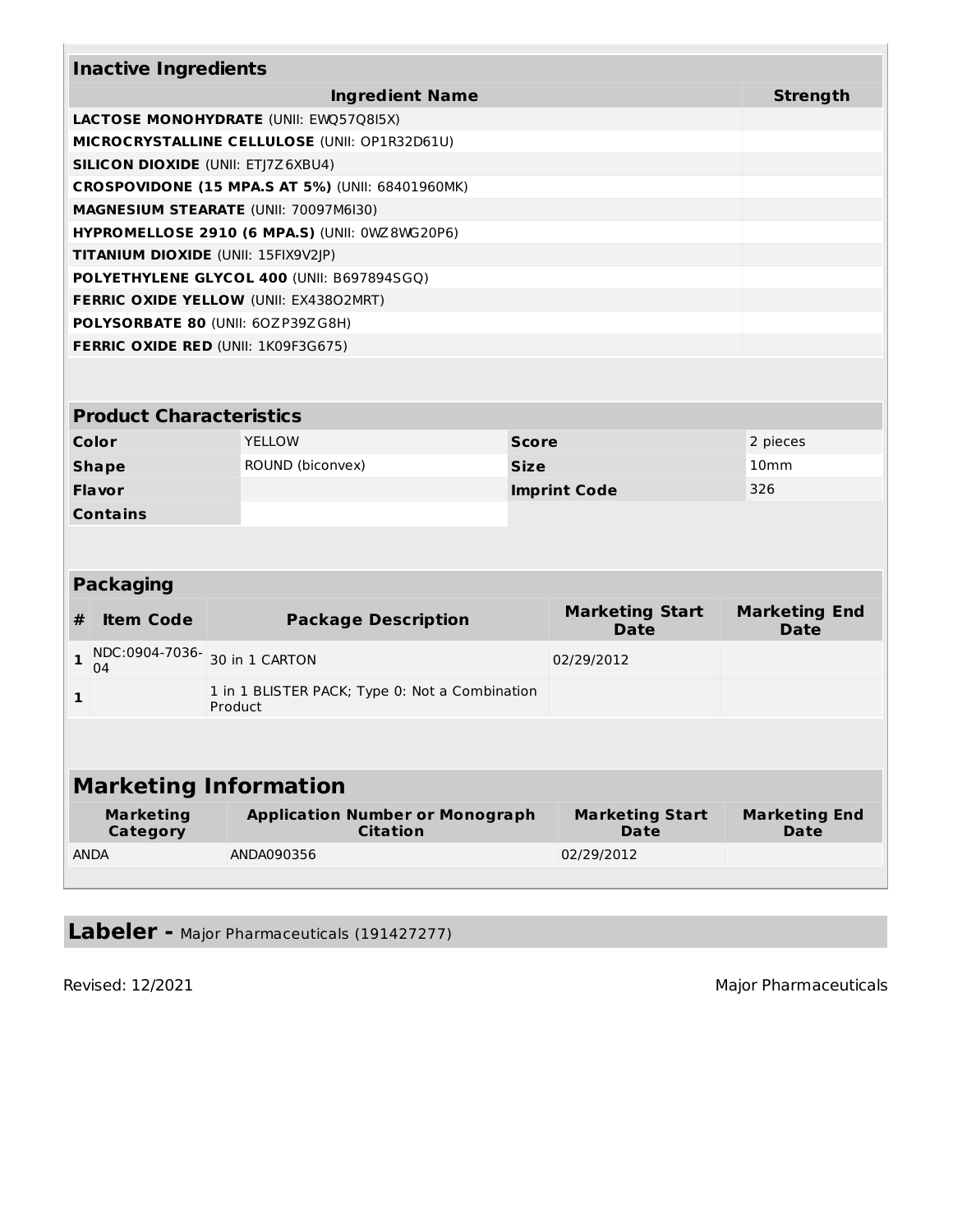| Inactive Ingredients | |
|---|---|
| **Ingredient Name** | **Strength** |
| **LACTOSE MONOHYDRATE** (UNII: EWQ57Q8I5X) | |
| **MICROCRYSTALLINE CELLULOSE** (UNII: OP1R32D61U) | |
| **SILICON DIOXIDE** (UNII: ETJ7Z6XBU4) | |
| **CROSPOVIDONE (15 MPA.S AT 5%)** (UNII: 68401960MK) | |
| **MAGNESIUM STEARATE** (UNII: 70097M6I30) | |
| **HYPROMELLOSE 2910 (6 MPA.S)** (UNII: 0WZ8WG20P6) | |
| **TITANIUM DIOXIDE** (UNII: 15FIX9V2JP) | |
| **POLYETHYLENE GLYCOL 400** (UNII: B697894SGQ) | |
| **FERRIC OXIDE YELLOW** (UNII: EX438O2MRT) | |
| **POLYSORBATE 80** (UNII: 6OZP39ZG8H) | |
| **FERRIC OXIDE RED** (UNII: 1K09F3G675) | |

| Product Characteristics | | | |
|---|---|---|---|
| **Color** | YELLOW | **Score** | 2 pieces |
| **Shape** | ROUND (biconvex) | **Size** | 10mm |
| **Flavor** | | **Imprint Code** | 326 |
| **Contains** | | | |

| Packaging | | | | |
|---|---|---|---|---|
| **#** | **Item Code** | **Package Description** | **Marketing Start Date** | **Marketing End Date** |
| **1** | NDC:0904-7036-04 | 30 in 1 CARTON | 02/29/2012 | |
| **1** | | 1 in 1 BLISTER PACK; Type 0: Not a Combination Product | | |

| Marketing Information | | | |
|---|---|---|---|
| **Marketing Category** | **Application Number or Monograph Citation** | **Marketing Start Date** | **Marketing End Date** |
| ANDA | ANDA090356 | 02/29/2012 | |

## Labeler - Major Pharmaceuticals (191427277)

Revised: 12/2021

Major Pharmaceuticals